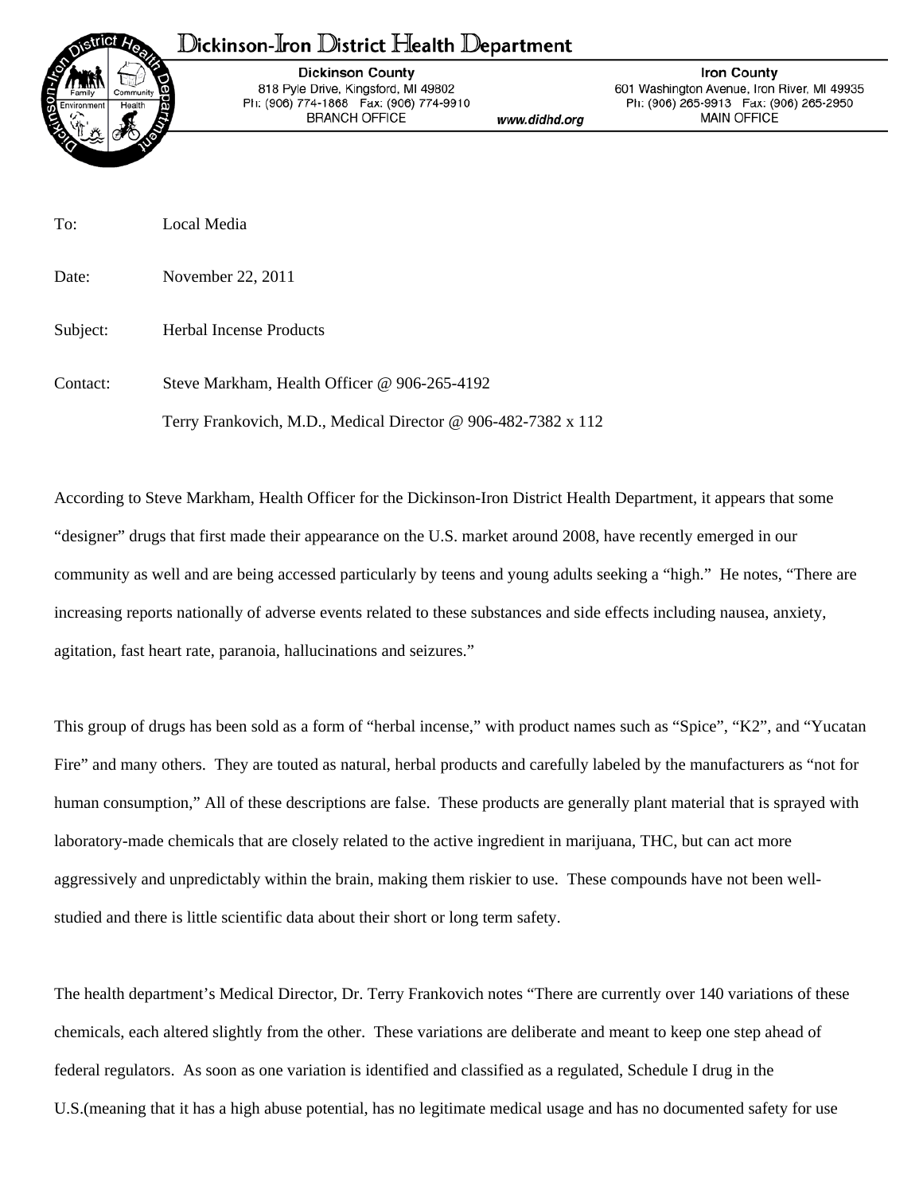# Dickinson-Iron District Health Department

**Dickinson County**
818 Pyle Drive, Kingsford, MI 49802
Ph: (906) 774-1868 Fax: (906) 774-9910
BRANCH OFFICE

www.didhd.org

**Iron County**
601 Washington Avenue, Iron River, MI 49935
Ph: (906) 265-9913 Fax: (906) 265-2950
MAIN OFFICE

To: Local Media

Date: November 22, 2011

Subject: Herbal Incense Products

Contact: Steve Markham, Health Officer @ 906-265-4192

Terry Frankovich, M.D., Medical Director @ 906-482-7382 x 112

According to Steve Markham, Health Officer for the Dickinson-Iron District Health Department, it appears that some "designer" drugs that first made their appearance on the U.S. market around 2008, have recently emerged in our community as well and are being accessed particularly by teens and young adults seeking a "high." He notes, "There are increasing reports nationally of adverse events related to these substances and side effects including nausea, anxiety, agitation, fast heart rate, paranoia, hallucinations and seizures."

This group of drugs has been sold as a form of "herbal incense," with product names such as "Spice", "K2", and "Yucatan Fire" and many others. They are touted as natural, herbal products and carefully labeled by the manufacturers as "not for human consumption," All of these descriptions are false. These products are generally plant material that is sprayed with laboratory-made chemicals that are closely related to the active ingredient in marijuana, THC, but can act more aggressively and unpredictably within the brain, making them riskier to use. These compounds have not been well-studied and there is little scientific data about their short or long term safety.

The health department's Medical Director, Dr. Terry Frankovich notes "There are currently over 140 variations of these chemicals, each altered slightly from the other. These variations are deliberate and meant to keep one step ahead of federal regulators. As soon as one variation is identified and classified as a regulated, Schedule I drug in the U.S.(meaning that it has a high abuse potential, has no legitimate medical usage and has no documented safety for use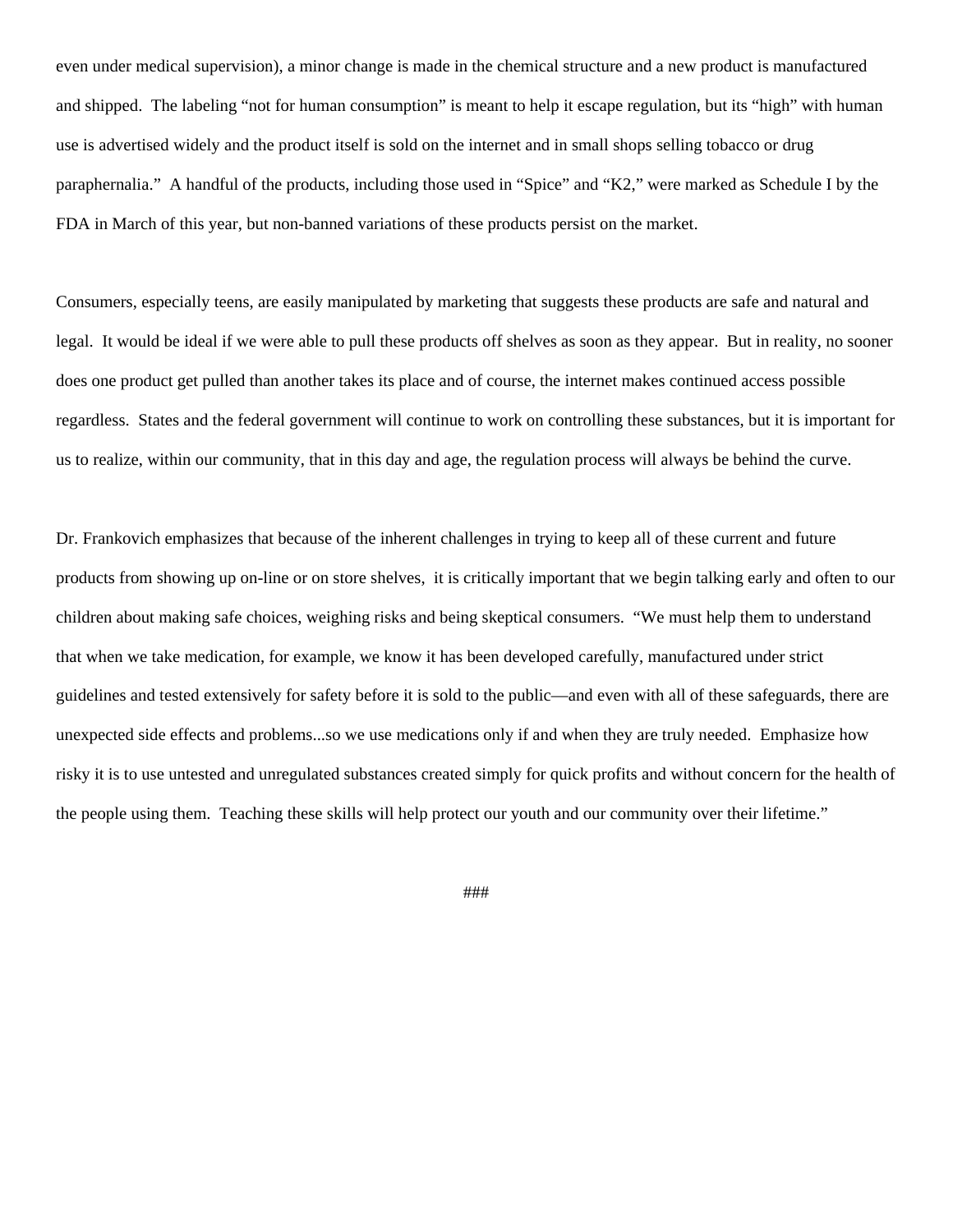even under medical supervision), a minor change is made in the chemical structure and a new product is manufactured and shipped. The labeling "not for human consumption" is meant to help it escape regulation, but its "high" with human use is advertised widely and the product itself is sold on the internet and in small shops selling tobacco or drug paraphernalia." A handful of the products, including those used in "Spice" and "K2," were marked as Schedule I by the FDA in March of this year, but non-banned variations of these products persist on the market.

Consumers, especially teens, are easily manipulated by marketing that suggests these products are safe and natural and legal. It would be ideal if we were able to pull these products off shelves as soon as they appear. But in reality, no sooner does one product get pulled than another takes its place and of course, the internet makes continued access possible regardless. States and the federal government will continue to work on controlling these substances, but it is important for us to realize, within our community, that in this day and age, the regulation process will always be behind the curve.

Dr. Frankovich emphasizes that because of the inherent challenges in trying to keep all of these current and future products from showing up on-line or on store shelves, it is critically important that we begin talking early and often to our children about making safe choices, weighing risks and being skeptical consumers. "We must help them to understand that when we take medication, for example, we know it has been developed carefully, manufactured under strict guidelines and tested extensively for safety before it is sold to the public—and even with all of these safeguards, there are unexpected side effects and problems...so we use medications only if and when they are truly needed. Emphasize how risky it is to use untested and unregulated substances created simply for quick profits and without concern for the health of the people using them. Teaching these skills will help protect our youth and our community over their lifetime."

###